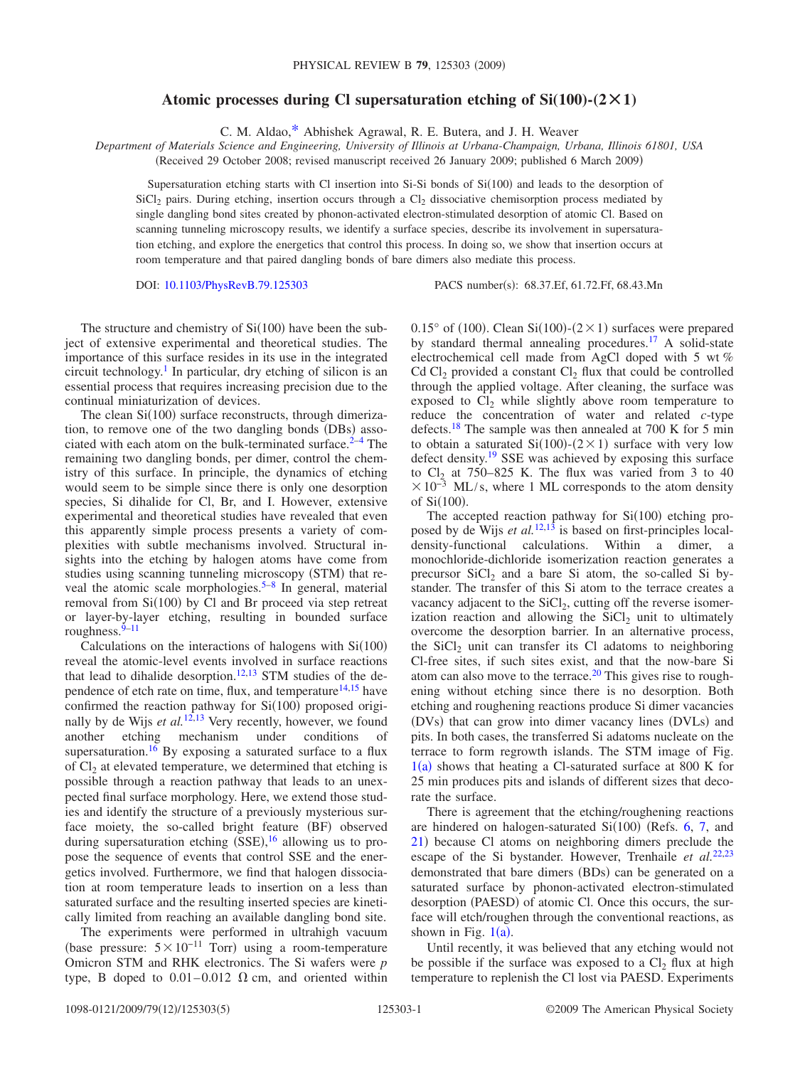# Atomic processes during Cl supersaturation etching of Si(100)-(2×1)

C. M. Aldao,[*] Abhishek Agrawal, R. E. Butera, and J. H. Weaver

*Department of Materials Science and Engineering, University of Illinois at Urbana-Champaign, Urbana, Illinois 61801, USA*

(Received 29 October 2008; revised manuscript received 26 January 2009; published 6 March 2009)

Supersaturation etching starts with Cl insertion into Si-Si bonds of Si(100) and leads to the desorption of $SiCl_2$ pairs. During etching, insertion occurs through a $Cl_2$ dissociative chemisorption process mediated by single dangling bond sites created by phonon-activated electron-stimulated desorption of atomic Cl. Based on scanning tunneling microscopy results, we identify a surface species, describe its involvement in supersaturation etching, and explore the energetics that control this process. In doing so, we show that insertion occurs at room temperature and that paired dangling bonds of bare dimers also mediate this process.

DOI: 10.1103/PhysRevB.79.125303 PACS number(s): 68.37.Ef, 61.72.Ff, 68.43.Mn

The structure and chemistry of Si(100) have been the subject of extensive experimental and theoretical studies. The importance of this surface resides in its use in the integrated circuit technology.[1] In particular, dry etching of silicon is an essential process that requires increasing precision due to the continual miniaturization of devices.

The clean Si(100) surface reconstructs, through dimerization, to remove one of the two dangling bonds (DBs) associated with each atom on the bulk-terminated surface.[2–4] The remaining two dangling bonds, per dimer, control the chemistry of this surface. In principle, the dynamics of etching would seem to be simple since there is only one desorption species, Si dihalide for Cl, Br, and I. However, extensive experimental and theoretical studies have revealed that even this apparently simple process presents a variety of complexities with subtle mechanisms involved. Structural insights into the etching by halogen atoms have come from studies using scanning tunneling microscopy (STM) that reveal the atomic scale morphologies.[5–8] In general, material removal from Si(100) by Cl and Br proceed via step retreat or layer-by-layer etching, resulting in bounded surface roughness.[9–11]

Calculations on the interactions of halogens with Si(100) reveal the atomic-level events involved in surface reactions that lead to dihalide desorption.[12,13] STM studies of the dependence of etch rate on time, flux, and temperature[14,15] have confirmed the reaction pathway for Si(100) proposed originally by de Wijs *et al.*[12,13] Very recently, however, we found another etching mechanism under conditions of supersaturation.[16] By exposing a saturated surface to a flux of $Cl_2$ at elevated temperature, we determined that etching is possible through a reaction pathway that leads to an unexpected final surface morphology. Here, we extend those studies and identify the structure of a previously mysterious surface moiety, the so-called bright feature (BF) observed during supersaturation etching (SSE),[16] allowing us to propose the sequence of events that control SSE and the energetics involved. Furthermore, we find that halogen dissociation at room temperature leads to insertion on a less than saturated surface and the resulting inserted species are kinetically limited from reaching an available dangling bond site.

The experiments were performed in ultrahigh vacuum (base pressure: $5\times10^{-11}$ Torr) using a room-temperature Omicron STM and RHK electronics. The Si wafers were *p* type, B doped to 0.01–0.012 $\Omega$ cm, and oriented within 0.15° of (100). Clean Si(100)-(2×1) surfaces were prepared by standard thermal annealing procedures.[17] A solid-state electrochemical cell made from AgCl doped with 5 wt % $CdCl_2$ provided a constant $Cl_2$ flux that could be controlled through the applied voltage. After cleaning, the surface was exposed to $Cl_2$ while slightly above room temperature to reduce the concentration of water and related *c*-type defects.[18] The sample was then annealed at 700 K for 5 min to obtain a saturated Si(100)-(2×1) surface with very low defect density.[19] SSE was achieved by exposing this surface to $Cl_2$ at 750–825 K. The flux was varied from 3 to 40 $\times10^{-3}$ ML/s, where 1 ML corresponds to the atom density of Si(100).

The accepted reaction pathway for Si(100) etching proposed by de Wijs *et al.*[12,13] is based on first-principles local-density-functional calculations. Within a dimer, a monochloride-dichloride isomerization reaction generates a precursor $SiCl_2$ and a bare Si atom, the so-called Si bystander. The transfer of this Si atom to the terrace creates a vacancy adjacent to the $SiCl_2$, cutting off the reverse isomerization reaction and allowing the $SiCl_2$ unit to ultimately overcome the desorption barrier. In an alternative process, the $SiCl_2$ unit can transfer its Cl adatoms to neighboring Cl-free sites, if such sites exist, and that the now-bare Si atom can also move to the terrace.[20] This gives rise to roughening without etching since there is no desorption. Both etching and roughening reactions produce Si dimer vacancies (DVs) that can grow into dimer vacancy lines (DVLs) and pits. In both cases, the transferred Si adatoms nucleate on the terrace to form regrowth islands. The STM image of Fig. 1(a) shows that heating a Cl-saturated surface at 800 K for 25 min produces pits and islands of different sizes that decorate the surface.

There is agreement that the etching/roughening reactions are hindered on halogen-saturated Si(100) (Refs. 6, 7, and 21) because Cl atoms on neighboring dimers preclude the escape of the Si bystander. However, Trenhaile *et al.*[22,23] demonstrated that bare dimers (BDs) can be generated on a saturated surface by phonon-activated electron-stimulated desorption (PAESD) of atomic Cl. Once this occurs, the surface will etch/roughen through the conventional reactions, as shown in Fig. 1(a).

Until recently, it was believed that any etching would not be possible if the surface was exposed to a $Cl_2$ flux at high temperature to replenish the Cl lost via PAESD. Experiments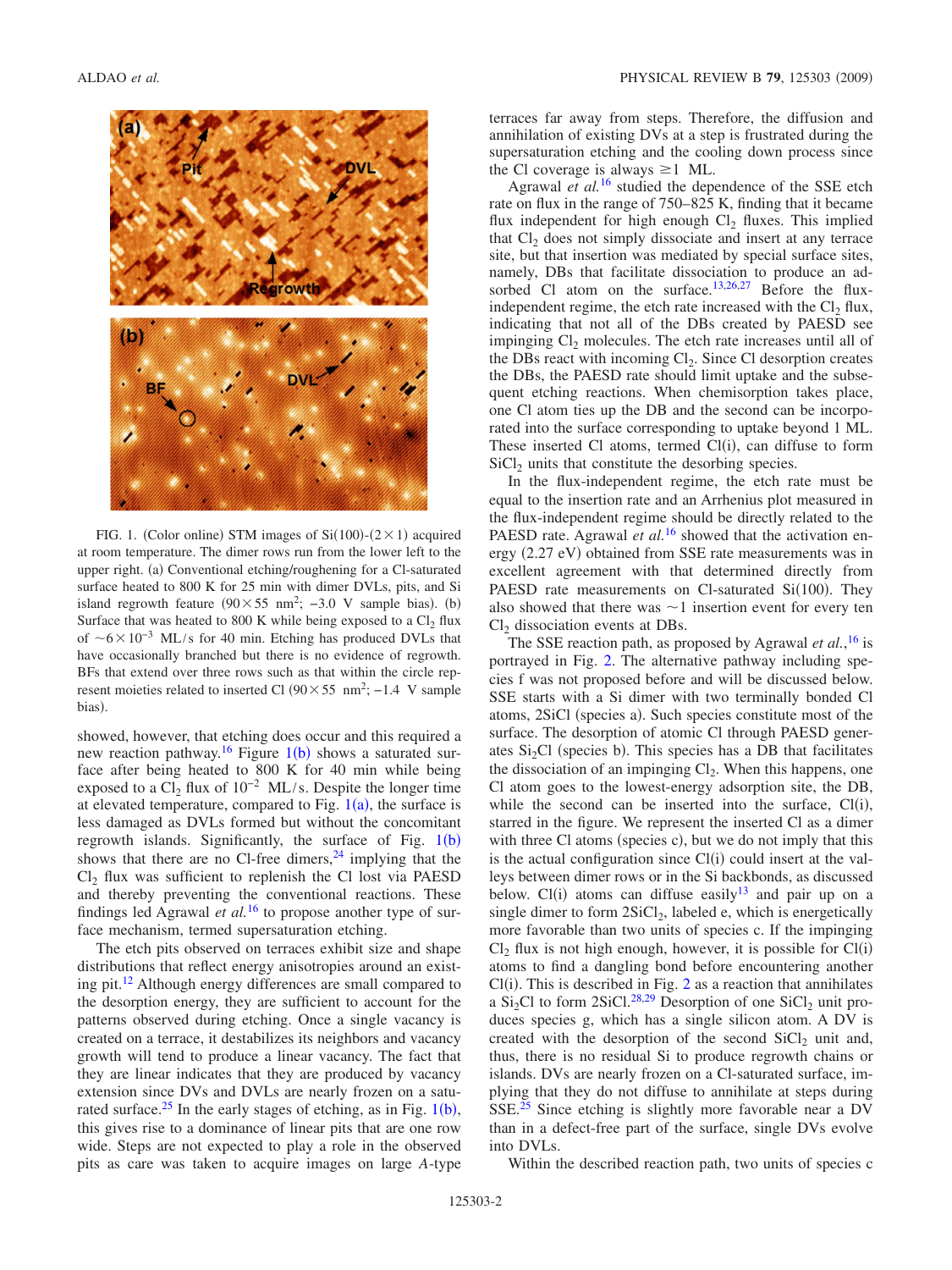FIG. 1. (Color online) STM images of Si(100)-(2×1) acquired at room temperature. The dimer rows run from the lower left to the upper right. (a) Conventional etching/roughening for a Cl-saturated surface heated to 800 K for 25 min with dimer DVLs, pits, and Si island regrowth feature ($90\times55$ nm$^2$; −3.0 V sample bias). (b) Surface that was heated to 800 K while being exposed to a $Cl_2$ flux of $\sim6\times10^{-3}$ ML/s for 40 min. Etching has produced DVLs that have occasionally branched but there is no evidence of regrowth. BFs that extend over three rows such as that within the circle represent moieties related to inserted Cl ($90\times55$ nm$^2$; −1.4 V sample bias).

showed, however, that etching does occur and this required a new reaction pathway.[16] Figure 1(b) shows a saturated surface after being heated to 800 K for 40 min while being exposed to a $Cl_2$ flux of $10^{-2}$ ML/s. Despite the longer time at elevated temperature, compared to Fig. 1(a), the surface is less damaged as DVLs formed but without the concomitant regrowth islands. Significantly, the surface of Fig. 1(b) shows that there are no Cl-free dimers,[24] implying that the $Cl_2$ flux was sufficient to replenish the Cl lost via PAESD and thereby preventing the conventional reactions. These findings led Agrawal *et al.*[16] to propose another type of surface mechanism, termed supersaturation etching.

The etch pits observed on terraces exhibit size and shape distributions that reflect energy anisotropies around an existing pit.[12] Although energy differences are small compared to the desorption energy, they are sufficient to account for the patterns observed during etching. Once a single vacancy is created on a terrace, it destabilizes its neighbors and vacancy growth will tend to produce a linear vacancy. The fact that they are linear indicates that they are produced by vacancy extension since DVs and DVLs are nearly frozen on a saturated surface.[25] In the early stages of etching, as in Fig. 1(b), this gives rise to a dominance of linear pits that are one row wide. Steps are not expected to play a role in the observed pits as care was taken to acquire images on large *A*-type terraces far away from steps. Therefore, the diffusion and annihilation of existing DVs at a step is frustrated during the supersaturation etching and the cooling down process since the Cl coverage is always ≥1 ML.

Agrawal *et al.*[16] studied the dependence of the SSE etch rate on flux in the range of 750–825 K, finding that it became flux independent for high enough $Cl_2$ fluxes. This implied that $Cl_2$ does not simply dissociate and insert at any terrace site, but that insertion was mediated by special surface sites, namely, DBs that facilitate dissociation to produce an adsorbed Cl atom on the surface.[13,26,27] Before the flux-independent regime, the etch rate increased with the $Cl_2$ flux, indicating that not all of the DBs created by PAESD see impinging $Cl_2$ molecules. The etch rate increases until all of the DBs react with incoming $Cl_2$. Since Cl desorption creates the DBs, the PAESD rate should limit uptake and the subsequent etching reactions. When chemisorption takes place, one Cl atom ties up the DB and the second can be incorporated into the surface corresponding to uptake beyond 1 ML. These inserted Cl atoms, termed Cl(i), can diffuse to form $SiCl_2$ units that constitute the desorbing species.

In the flux-independent regime, the etch rate must be equal to the insertion rate and an Arrhenius plot measured in the flux-independent regime should be directly related to the PAESD rate. Agrawal *et al.*[16] showed that the activation energy (2.27 eV) obtained from SSE rate measurements was in excellent agreement with that determined directly from PAESD rate measurements on Cl-saturated Si(100). They also showed that there was ~1 insertion event for every ten $Cl_2$ dissociation events at DBs.

The SSE reaction path, as proposed by Agrawal *et al.*,[16] is portrayed in Fig. 2. The alternative pathway including species f was not proposed before and will be discussed below. SSE starts with a Si dimer with two terminally bonded Cl atoms, 2SiCl (species a). Such species constitute most of the surface. The desorption of atomic Cl through PAESD generates $Si_2Cl$ (species b). This species has a DB that facilitates the dissociation of an impinging $Cl_2$. When this happens, one Cl atom goes to the lowest-energy adsorption site, the DB, while the second can be inserted into the surface, Cl(i), starred in the figure. We represent the inserted Cl as a dimer with three Cl atoms (species c), but we do not imply that this is the actual configuration since Cl(i) could insert at the valleys between dimer rows or in the Si backbonds, as discussed below. Cl(i) atoms can diffuse easily[13] and pair up on a single dimer to form $2SiCl_2$, labeled e, which is energetically more favorable than two units of species c. If the impinging $Cl_2$ flux is not high enough, however, it is possible for Cl(i) atoms to find a dangling bond before encountering another Cl(i). This is described in Fig. 2 as a reaction that annihilates a $Si_2Cl$ to form 2SiCl.[28,29] Desorption of one $SiCl_2$ unit produces species g, which has a single silicon atom. A DV is created with the desorption of the second $SiCl_2$ unit and, thus, there is no residual Si to produce regrowth chains or islands. DVs are nearly frozen on a Cl-saturated surface, implying that they do not diffuse to annihilate at steps during SSE.[25] Since etching is slightly more favorable near a DV than in a defect-free part of the surface, single DVs evolve into DVLs.

Within the described reaction path, two units of species c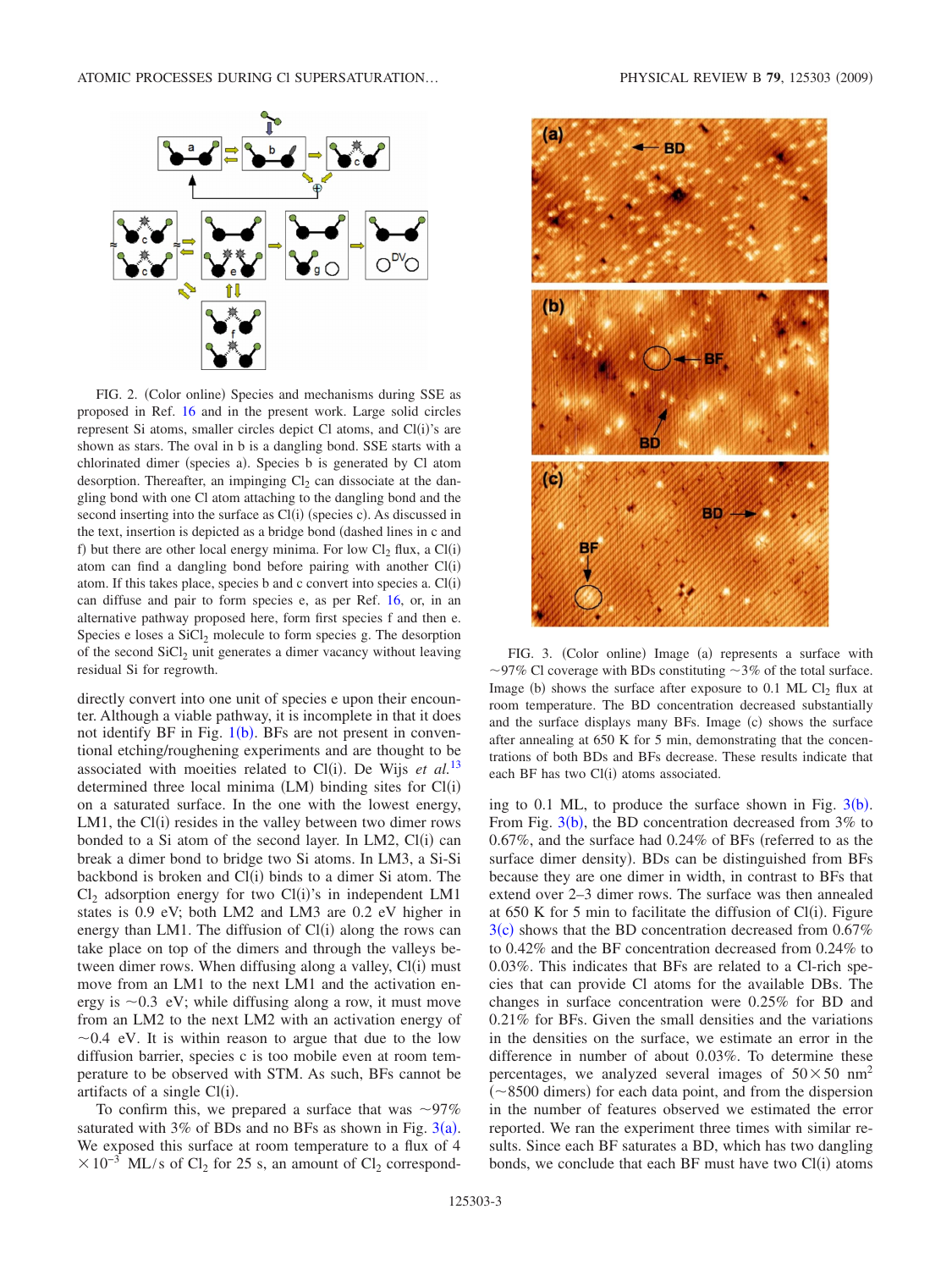FIG. 2. (Color online) Species and mechanisms during SSE as proposed in Ref. 16 and in the present work. Large solid circles represent Si atoms, smaller circles depict Cl atoms, and Cl(i)'s are shown as stars. The oval in b is a dangling bond. SSE starts with a chlorinated dimer (species a). Species b is generated by Cl atom desorption. Thereafter, an impinging $Cl_2$ can dissociate at the dangling bond with one Cl atom attaching to the dangling bond and the second inserting into the surface as Cl(i) (species c). As discussed in the text, insertion is depicted as a bridge bond (dashed lines in c and f) but there are other local energy minima. For low $Cl_2$ flux, a Cl(i) atom can find a dangling bond before pairing with another Cl(i) atom. If this takes place, species b and c convert into species a. Cl(i) can diffuse and pair to form species e, as per Ref. 16, or, in an alternative pathway proposed here, form first species f and then e. Species e loses a $SiCl_2$ molecule to form species g. The desorption of the second $SiCl_2$ unit generates a dimer vacancy without leaving residual Si for regrowth.

directly convert into one unit of species e upon their encounter. Although a viable pathway, it is incomplete in that it does not identify BF in Fig. 1(b). BFs are not present in conventional etching/roughening experiments and are thought to be associated with moieties related to Cl(i). De Wijs *et al.*[13] determined three local minima (LM) binding sites for Cl(i) on a saturated surface. In the one with the lowest energy, LM1, the Cl(i) resides in the valley between two dimer rows bonded to a Si atom of the second layer. In LM2, Cl(i) can break a dimer bond to bridge two Si atoms. In LM3, a Si-Si backbond is broken and Cl(i) binds to a dimer Si atom. The $Cl_2$ adsorption energy for two Cl(i)'s in independent LM1 states is 0.9 eV; both LM2 and LM3 are 0.2 eV higher in energy than LM1. The diffusion of Cl(i) along the rows can take place on top of the dimers and through the valleys between dimer rows. When diffusing along a valley, Cl(i) must move from an LM1 to the next LM1 and the activation energy is ~0.3 eV; while diffusing along a row, it must move from an LM2 to the next LM2 with an activation energy of ~0.4 eV. It is within reason to argue that due to the low diffusion barrier, species c is too mobile even at room temperature to be observed with STM. As such, BFs cannot be artifacts of a single Cl(i).

To confirm this, we prepared a surface that was ~97% saturated with 3% of BDs and no BFs as shown in Fig. 3(a). We exposed this surface at room temperature to a flux of $4 \times 10^{-3}$ ML/s of $Cl_2$ for 25 s, an amount of $Cl_2$ corresponding to 0.1 ML, to produce the surface shown in Fig. 3(b). From Fig. 3(b), the BD concentration decreased from 3% to 0.67%, and the surface had 0.24% of BFs (referred to as the surface dimer density). BDs can be distinguished from BFs because they are one dimer in width, in contrast to BFs that extend over 2–3 dimer rows. The surface was then annealed at 650 K for 5 min to facilitate the diffusion of Cl(i). Figure 3(c) shows that the BD concentration decreased from 0.67% to 0.42% and the BF concentration decreased from 0.24% to 0.03%. This indicates that BFs are related to a Cl-rich species that can provide Cl atoms for the available DBs. The changes in surface concentration were 0.25% for BD and 0.21% for BFs. Given the small densities and the variations in the densities on the surface, we estimate an error in the difference in number of about 0.03%. To determine these percentages, we analyzed several images of $50 \times 50$ nm$^2$ (~8500 dimers) for each data point, and from the dispersion in the number of features observed we estimated the error reported. We ran the experiment three times with similar results. Since each BF saturates a BD, which has two dangling bonds, we conclude that each BF must have two Cl(i) atoms

FIG. 3. (Color online) Image (a) represents a surface with ~97% Cl coverage with BDs constituting ~3% of the total surface. Image (b) shows the surface after exposure to 0.1 ML $Cl_2$ flux at room temperature. The BD concentration decreased substantially and the surface displays many BFs. Image (c) shows the surface after annealing at 650 K for 5 min, demonstrating that the concentrations of both BDs and BFs decrease. These results indicate that each BF has two Cl(i) atoms associated.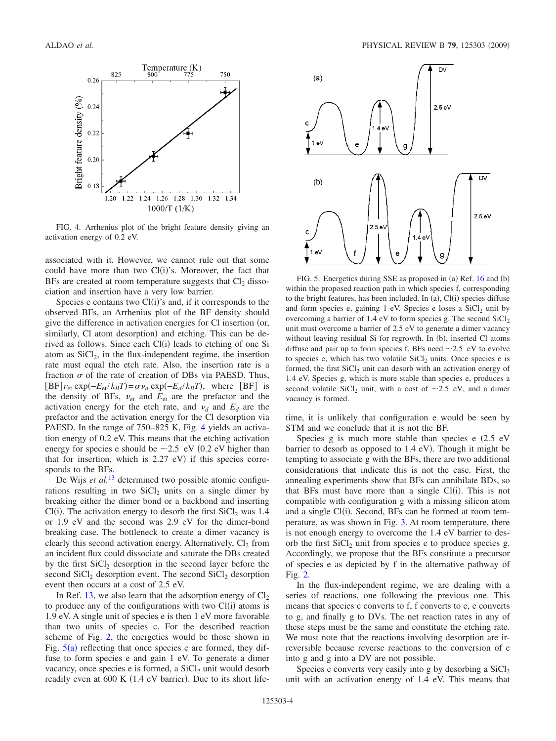FIG. 4. Arrhenius plot of the bright feature density giving an activation energy of 0.2 eV.

associated with it. However, we cannot rule out that some could have more than two Cl(i)'s. Moreover, the fact that BFs are created at room temperature suggests that $Cl_2$ dissociation and insertion have a very low barrier.

Species e contains two Cl(i)'s and, if it corresponds to the observed BFs, an Arrhenius plot of the BF density should give the difference in activation energies for Cl insertion (or, similarly, Cl atom desorption) and etching. This can be derived as follows. Since each Cl(i) leads to etching of one Si atom as $SiCl_2$, in the flux-independent regime, the insertion rate must equal the etch rate. Also, the insertion rate is a fraction $\sigma$ of the rate of creation of DBs via PAESD. Thus, $[BF]\nu_{et}\exp(-E_{et}/k_BT)=\sigma\nu_d\exp(-E_d/k_BT)$, where $[BF]$ is the density of BFs, $\nu_{et}$ and $E_{et}$ are the prefactor and the activation energy for the etch rate, and $\nu_d$ and $E_d$ are the prefactor and the activation energy for the Cl desorption via PAESD. In the range of 750–825 K, Fig. 4 yields an activation energy of 0.2 eV. This means that the etching activation energy for species e should be $\sim$2.5 eV (0.2 eV higher than that for insertion, which is 2.27 eV) if this species corresponds to the BFs.

De Wijs *et al.*[13] determined two possible atomic configurations resulting in two $SiCl_2$ units on a single dimer by breaking either the dimer bond or a backbond and inserting Cl(i). The activation energy to desorb the first $SiCl_2$ was 1.4 or 1.9 eV and the second was 2.9 eV for the dimer-bond breaking case. The bottleneck to create a dimer vacancy is clearly this second activation energy. Alternatively, $Cl_2$ from an incident flux could dissociate and saturate the DBs created by the first $SiCl_2$ desorption in the second layer before the second $SiCl_2$ desorption event. The second $SiCl_2$ desorption event then occurs at a cost of 2.5 eV.

In Ref. 13, we also learn that the adsorption energy of $Cl_2$ to produce any of the configurations with two Cl(i) atoms is 1.9 eV. A single unit of species e is then 1 eV more favorable than two units of species c. For the described reaction scheme of Fig. 2, the energetics would be those shown in Fig. 5(a) reflecting that once species c are formed, they diffuse to form species e and gain 1 eV. To generate a dimer vacancy, once species e is formed, a $SiCl_2$ unit would desorb readily even at 600 K (1.4 eV barrier). Due to its short life-

FIG. 5. Energetics during SSE as proposed in (a) Ref. 16 and (b) within the proposed reaction path in which species f, corresponding to the bright features, has been included. In (a), Cl(i) species diffuse and form species e, gaining 1 eV. Species e loses a $SiCl_2$ unit by overcoming a barrier of 1.4 eV to form species g. The second $SiCl_2$ unit must overcome a barrier of 2.5 eV to generate a dimer vacancy without leaving residual Si for regrowth. In (b), inserted Cl atoms diffuse and pair up to form species f. BFs need $\sim$2.5 eV to evolve to species e, which has two volatile $SiCl_2$ units. Once species e is formed, the first $SiCl_2$ unit can desorb with an activation energy of 1.4 eV. Species g, which is more stable than species e, produces a second volatile $SiCl_2$ unit, with a cost of $\sim$2.5 eV, and a dimer vacancy is formed.

time, it is unlikely that configuration e would be seen by STM and we conclude that it is not the BF.

Species g is much more stable than species e (2.5 eV barrier to desorb as opposed to 1.4 eV). Though it might be tempting to associate g with the BFs, there are two additional considerations that indicate this is not the case. First, the annealing experiments show that BFs can annihilate BDs, so that BFs must have more than a single Cl(i). This is not compatible with configuration g with a missing silicon atom and a single Cl(i). Second, BFs can be formed at room temperature, as was shown in Fig. 3. At room temperature, there is not enough energy to overcome the 1.4 eV barrier to desorb the first $SiCl_2$ unit from species e to produce species g. Accordingly, we propose that the BFs constitute a precursor of species e as depicted by f in the alternative pathway of Fig. 2.

In the flux-independent regime, we are dealing with a series of reactions, one following the previous one. This means that species c converts to f, f converts to e, e converts to g, and finally g to DVs. The net reaction rates in any of these steps must be the same and constitute the etching rate. We must note that the reactions involving desorption are irreversible because reverse reactions to the conversion of e into g and g into a DV are not possible.

Species e converts very easily into g by desorbing a $SiCl_2$ unit with an activation energy of 1.4 eV. This means that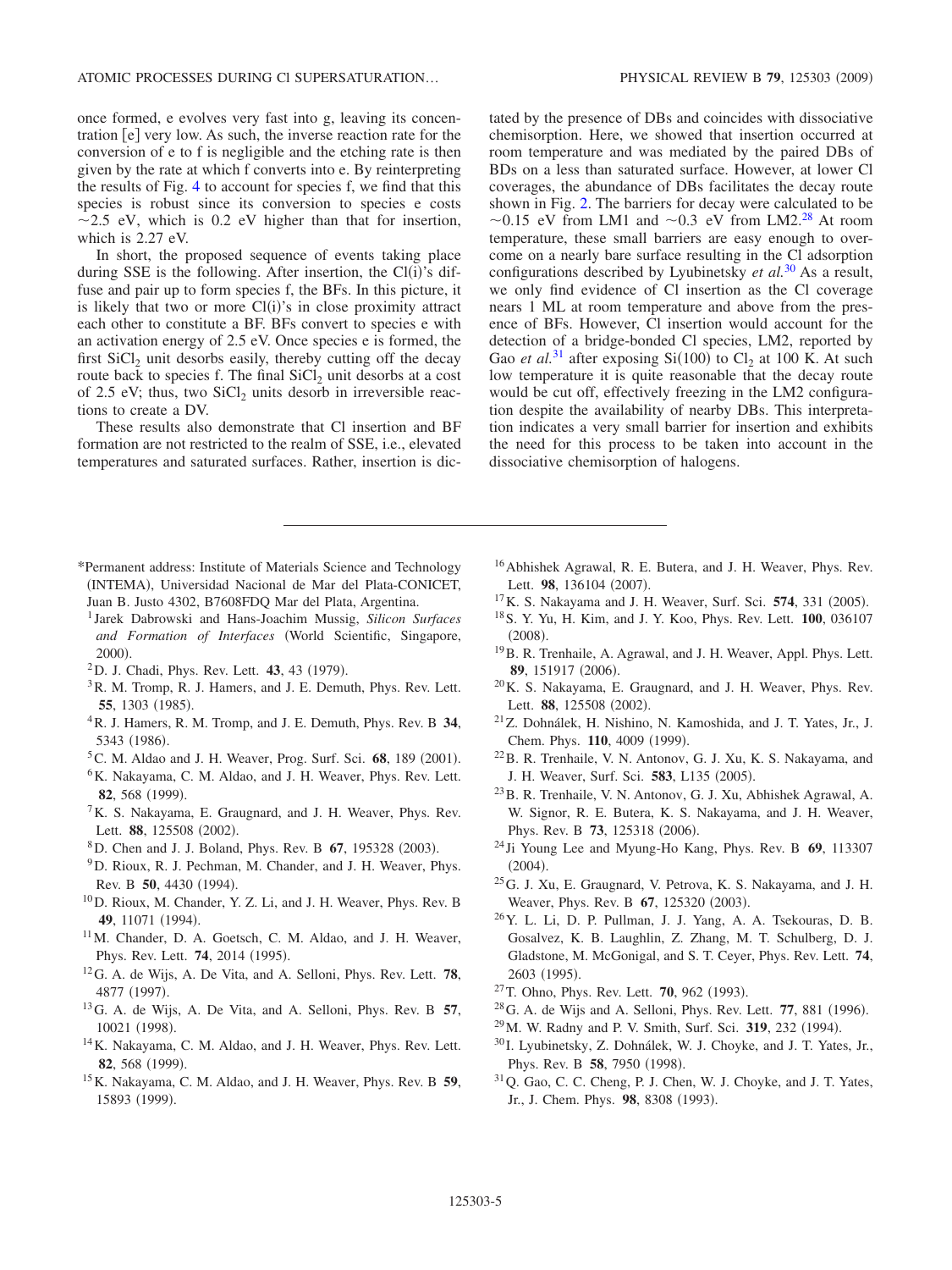once formed, e evolves very fast into g, leaving its concentration [e] very low. As such, the inverse reaction rate for the conversion of e to f is negligible and the etching rate is then given by the rate at which f converts into e. By reinterpreting the results of Fig. 4 to account for species f, we find that this species is robust since its conversion to species e costs ~2.5 eV, which is 0.2 eV higher than that for insertion, which is 2.27 eV.

In short, the proposed sequence of events taking place during SSE is the following. After insertion, the Cl(i)'s diffuse and pair up to form species f, the BFs. In this picture, it is likely that two or more Cl(i)'s in close proximity attract each other to constitute a BF. BFs convert to species e with an activation energy of 2.5 eV. Once species e is formed, the first $SiCl_2$ unit desorbs easily, thereby cutting off the decay route back to species f. The final $SiCl_2$ unit desorbs at a cost of 2.5 eV; thus, two $SiCl_2$ units desorb in irreversible reactions to create a DV.

These results also demonstrate that Cl insertion and BF formation are not restricted to the realm of SSE, i.e., elevated temperatures and saturated surfaces. Rather, insertion is dictated by the presence of DBs and coincides with dissociative chemisorption. Here, we showed that insertion occurred at room temperature and was mediated by the paired DBs of BDs on a less than saturated surface. However, at lower Cl coverages, the abundance of DBs facilitates the decay route shown in Fig. 2. The barriers for decay were calculated to be ~0.15 eV from LM1 and ~0.3 eV from LM2.[28] At room temperature, these small barriers are easy enough to overcome on a nearly bare surface resulting in the Cl adsorption configurations described by Lyubinetsky *et al.*[30] As a result, we only find evidence of Cl insertion as the Cl coverage nears 1 ML at room temperature and above from the presence of BFs. However, Cl insertion would account for the detection of a bridge-bonded Cl species, LM2, reported by Gao *et al.*[31] after exposing Si(100) to $Cl_2$ at 100 K. At such low temperature it is quite reasonable that the decay route would be cut off, effectively freezing in the LM2 configuration despite the availability of nearby DBs. This interpretation indicates a very small barrier for insertion and exhibits the need for this process to be taken into account in the dissociative chemisorption of halogens.

---

*Permanent address: Institute of Materials Science and Technology (INTEMA), Universidad Nacional de Mar del Plata-CONICET, Juan B. Justo 4302, B7608FDQ Mar del Plata, Argentina.

[1] Jarek Dabrowski and Hans-Joachim Mussig, *Silicon Surfaces and Formation of Interfaces* (World Scientific, Singapore, 2000).

[2] D. J. Chadi, Phys. Rev. Lett. **43**, 43 (1979).

[3] R. M. Tromp, R. J. Hamers, and J. E. Demuth, Phys. Rev. Lett. **55**, 1303 (1985).

[4] R. J. Hamers, R. M. Tromp, and J. E. Demuth, Phys. Rev. B **34**, 5343 (1986).

[5] C. M. Aldao and J. H. Weaver, Prog. Surf. Sci. **68**, 189 (2001).

[6] K. Nakayama, C. M. Aldao, and J. H. Weaver, Phys. Rev. Lett. **82**, 568 (1999).

[7] K. S. Nakayama, E. Graugnard, and J. H. Weaver, Phys. Rev. Lett. **88**, 125508 (2002).

[8] D. Chen and J. J. Boland, Phys. Rev. B **67**, 195328 (2003).

[9] D. Rioux, R. J. Pechman, M. Chander, and J. H. Weaver, Phys. Rev. B **50**, 4430 (1994).

[10] D. Rioux, M. Chander, Y. Z. Li, and J. H. Weaver, Phys. Rev. B **49**, 11071 (1994).

[11] M. Chander, D. A. Goetsch, C. M. Aldao, and J. H. Weaver, Phys. Rev. Lett. **74**, 2014 (1995).

[12] G. A. de Wijs, A. De Vita, and A. Selloni, Phys. Rev. Lett. **78**, 4877 (1997).

[13] G. A. de Wijs, A. De Vita, and A. Selloni, Phys. Rev. B **57**, 10021 (1998).

[14] K. Nakayama, C. M. Aldao, and J. H. Weaver, Phys. Rev. Lett. **82**, 568 (1999).

[15] K. Nakayama, C. M. Aldao, and J. H. Weaver, Phys. Rev. B **59**, 15893 (1999).

[16] Abhishek Agrawal, R. E. Butera, and J. H. Weaver, Phys. Rev. Lett. **98**, 136104 (2007).

[17] K. S. Nakayama and J. H. Weaver, Surf. Sci. **574**, 331 (2005).

[18] S. Y. Yu, H. Kim, and J. Y. Koo, Phys. Rev. Lett. **100**, 036107 (2008).

[19] B. R. Trenhaile, A. Agrawal, and J. H. Weaver, Appl. Phys. Lett. **89**, 151917 (2006).

[20] K. S. Nakayama, E. Graugnard, and J. H. Weaver, Phys. Rev. Lett. **88**, 125508 (2002).

[21] Z. Dohnálek, H. Nishino, N. Kamoshida, and J. T. Yates, Jr., J. Chem. Phys. **110**, 4009 (1999).

[22] B. R. Trenhaile, V. N. Antonov, G. J. Xu, K. S. Nakayama, and J. H. Weaver, Surf. Sci. **583**, L135 (2005).

[23] B. R. Trenhaile, V. N. Antonov, G. J. Xu, Abhishek Agrawal, A. W. Signor, R. E. Butera, K. S. Nakayama, and J. H. Weaver, Phys. Rev. B **73**, 125318 (2006).

[24] Ji Young Lee and Myung-Ho Kang, Phys. Rev. B **69**, 113307 (2004).

[25] G. J. Xu, E. Graugnard, V. Petrova, K. S. Nakayama, and J. H. Weaver, Phys. Rev. B **67**, 125320 (2003).

[26] Y. L. Li, D. P. Pullman, J. J. Yang, A. A. Tsekouras, D. B. Gosalvez, K. B. Laughlin, Z. Zhang, M. T. Schulberg, D. J. Gladstone, M. McGonigal, and S. T. Ceyer, Phys. Rev. Lett. **74**, 2603 (1995).

[27] T. Ohno, Phys. Rev. Lett. **70**, 962 (1993).

[28] G. A. de Wijs and A. Selloni, Phys. Rev. Lett. **77**, 881 (1996).

[29] M. W. Radny and P. V. Smith, Surf. Sci. **319**, 232 (1994).

[30] I. Lyubinetsky, Z. Dohnálek, W. J. Choyke, and J. T. Yates, Jr., Phys. Rev. B **58**, 7950 (1998).

[31] Q. Gao, C. C. Cheng, P. J. Chen, W. J. Choyke, and J. T. Yates, Jr., J. Chem. Phys. **98**, 8308 (1993).